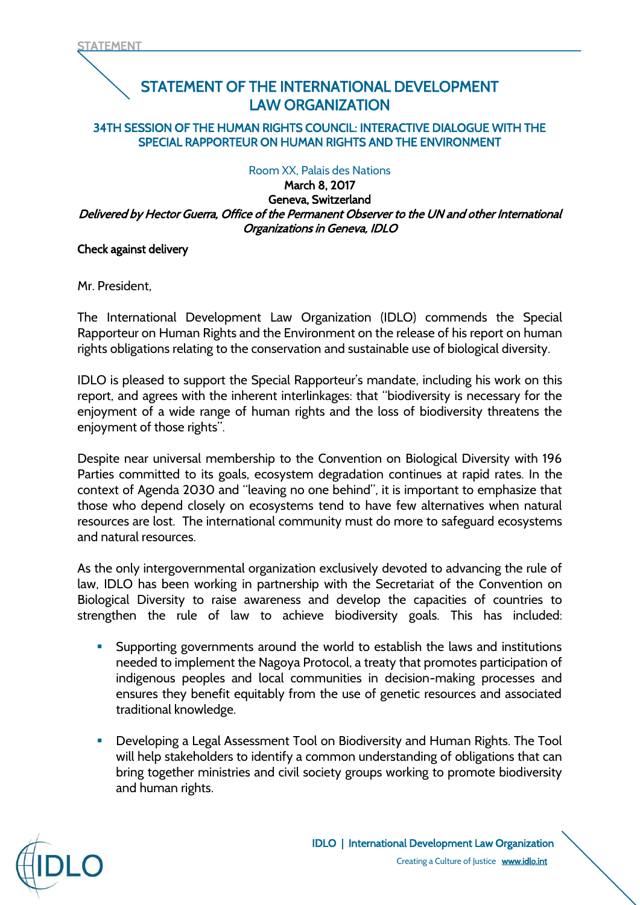STATEMENT

# STATEMENT OF THE INTERNATIONAL DEVELOPMENT LAW ORGANIZATION

## 34TH SESSION OF THE HUMAN RIGHTS COUNCIL: INTERACTIVE DIALOGUE WITH THE SPECIAL RAPPORTEUR ON HUMAN RIGHTS AND THE ENVIRONMENT

Room XX, Palais des Nations

**March 8, 2017**

**Geneva, Switzerland**

***Delivered by Hector Guerra, Office of the Permanent Observer to the UN and other International Organizations in Geneva, IDLO***

**Check against delivery**

Mr. President,

The International Development Law Organization (IDLO) commends the Special Rapporteur on Human Rights and the Environment on the release of his report on human rights obligations relating to the conservation and sustainable use of biological diversity.

IDLO is pleased to support the Special Rapporteur's mandate, including his work on this report, and agrees with the inherent interlinkages: that "biodiversity is necessary for the enjoyment of a wide range of human rights and the loss of biodiversity threatens the enjoyment of those rights".

Despite near universal membership to the Convention on Biological Diversity with 196 Parties committed to its goals, ecosystem degradation continues at rapid rates. In the context of Agenda 2030 and "leaving no one behind", it is important to emphasize that those who depend closely on ecosystems tend to have few alternatives when natural resources are lost. The international community must do more to safeguard ecosystems and natural resources.

As the only intergovernmental organization exclusively devoted to advancing the rule of law, IDLO has been working in partnership with the Secretariat of the Convention on Biological Diversity to raise awareness and develop the capacities of countries to strengthen the rule of law to achieve biodiversity goals. This has included:

- Supporting governments around the world to establish the laws and institutions needed to implement the Nagoya Protocol, a treaty that promotes participation of indigenous peoples and local communities in decision-making processes and ensures they benefit equitably from the use of genetic resources and associated traditional knowledge.
- Developing a Legal Assessment Tool on Biodiversity and Human Rights. The Tool will help stakeholders to identify a common understanding of obligations that can bring together ministries and civil society groups working to promote biodiversity and human rights.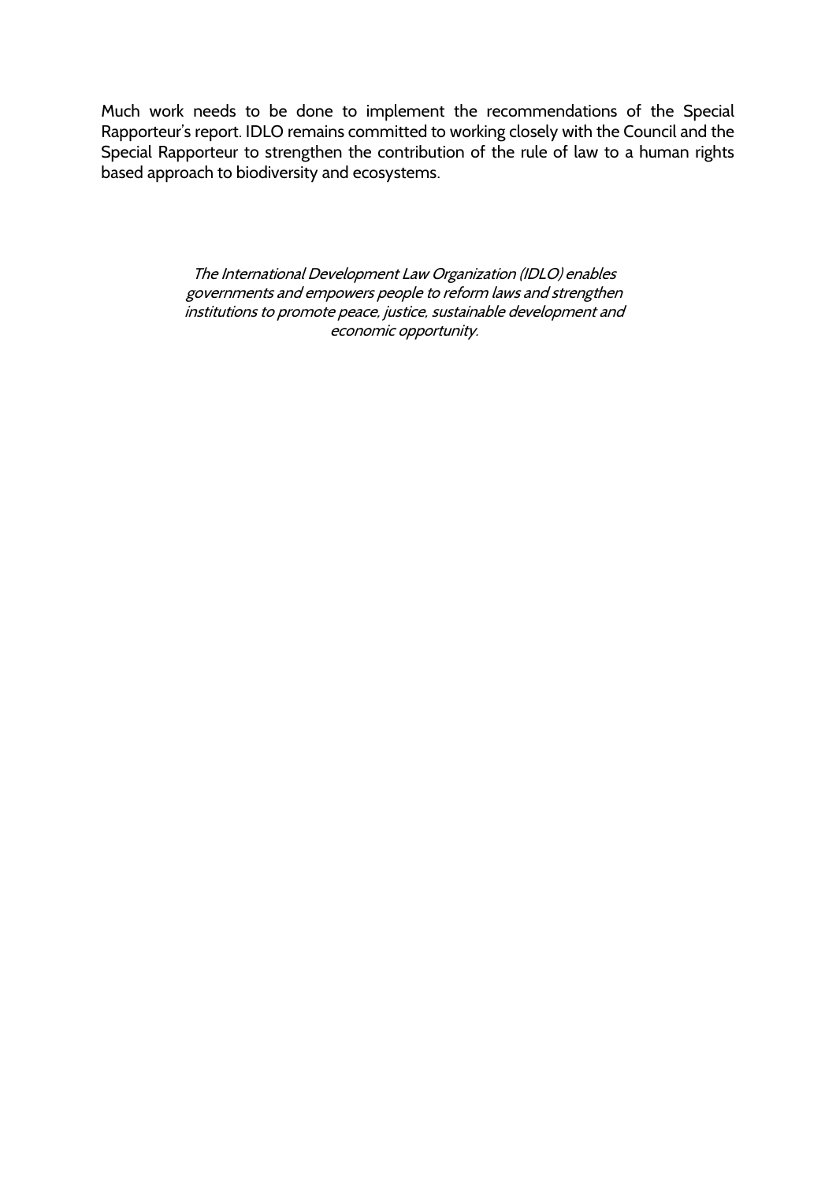Much work needs to be done to implement the recommendations of the Special Rapporteur's report. IDLO remains committed to working closely with the Council and the Special Rapporteur to strengthen the contribution of the rule of law to a human rights based approach to biodiversity and ecosystems.

*The International Development Law Organization (IDLO) enables governments and empowers people to reform laws and strengthen institutions to promote peace, justice, sustainable development and economic opportunity.*